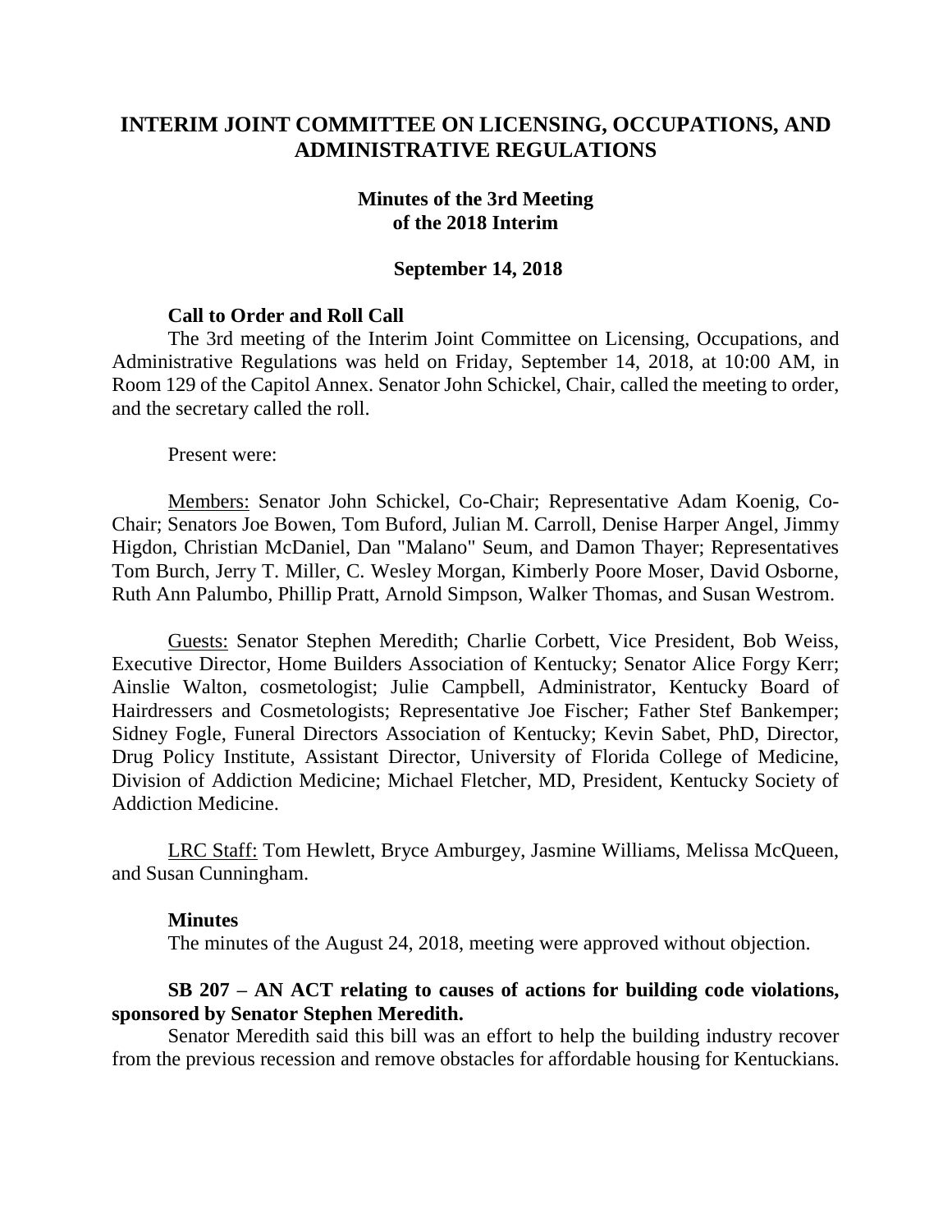# INTERIM JOINT COMMITTEE ON LICENSING, OCCUPATIONS, AND ADMINISTRATIVE REGULATIONS

## Minutes of the 3rd Meeting of the 2018 Interim

### September 14, 2018

**Call to Order and Roll Call**

The 3rd meeting of the Interim Joint Committee on Licensing, Occupations, and Administrative Regulations was held on Friday, September 14, 2018, at 10:00 AM, in Room 129 of the Capitol Annex. Senator John Schickel, Chair, called the meeting to order, and the secretary called the roll.

Present were:

Members: Senator John Schickel, Co-Chair; Representative Adam Koenig, Co-Chair; Senators Joe Bowen, Tom Buford, Julian M. Carroll, Denise Harper Angel, Jimmy Higdon, Christian McDaniel, Dan "Malano" Seum, and Damon Thayer; Representatives Tom Burch, Jerry T. Miller, C. Wesley Morgan, Kimberly Poore Moser, David Osborne, Ruth Ann Palumbo, Phillip Pratt, Arnold Simpson, Walker Thomas, and Susan Westrom.

Guests: Senator Stephen Meredith; Charlie Corbett, Vice President, Bob Weiss, Executive Director, Home Builders Association of Kentucky; Senator Alice Forgy Kerr; Ainslie Walton, cosmetologist; Julie Campbell, Administrator, Kentucky Board of Hairdressers and Cosmetologists; Representative Joe Fischer; Father Stef Bankemper; Sidney Fogle, Funeral Directors Association of Kentucky; Kevin Sabet, PhD, Director, Drug Policy Institute, Assistant Director, University of Florida College of Medicine, Division of Addiction Medicine; Michael Fletcher, MD, President, Kentucky Society of Addiction Medicine.

LRC Staff: Tom Hewlett, Bryce Amburgey, Jasmine Williams, Melissa McQueen, and Susan Cunningham.

**Minutes**

The minutes of the August 24, 2018, meeting were approved without objection.

**SB 207 – AN ACT relating to causes of actions for building code violations, sponsored by Senator Stephen Meredith.**

Senator Meredith said this bill was an effort to help the building industry recover from the previous recession and remove obstacles for affordable housing for Kentuckians.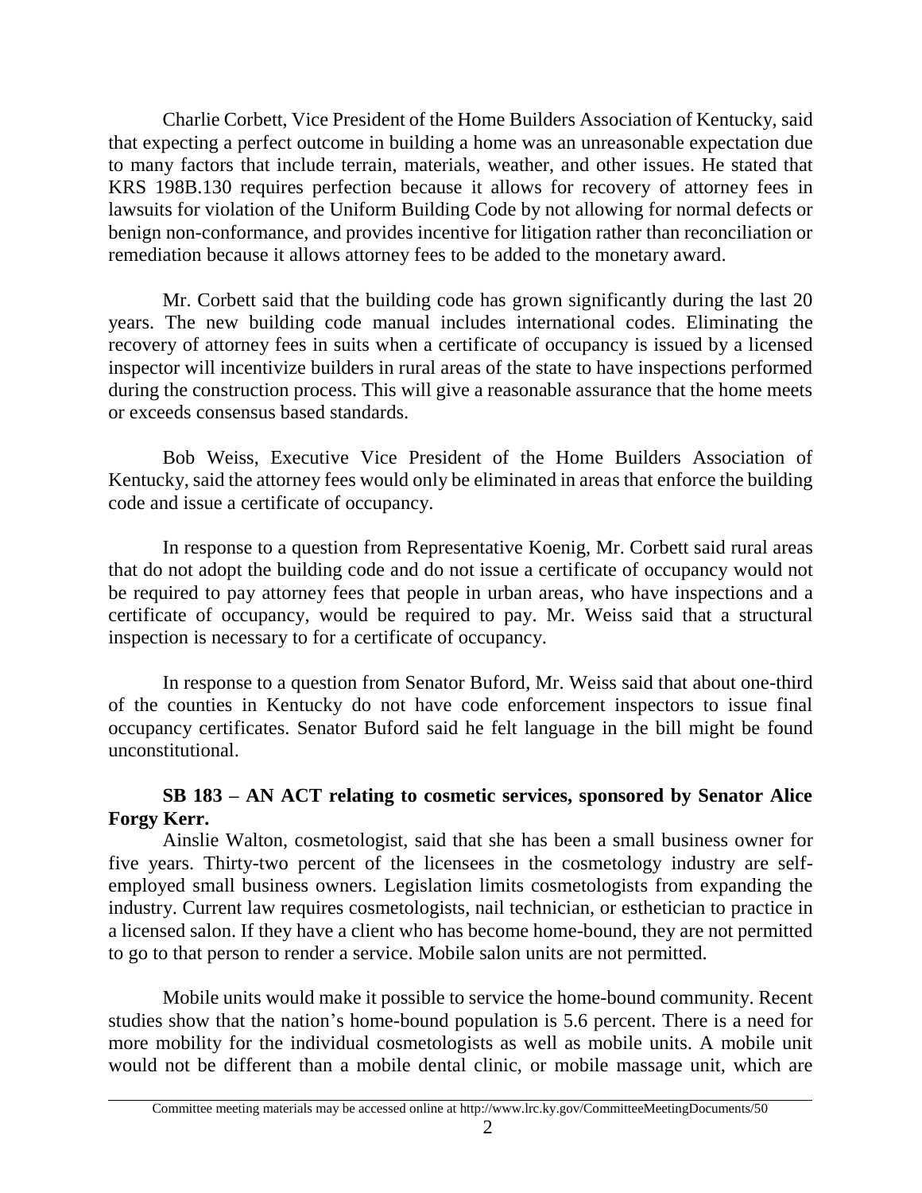Charlie Corbett, Vice President of the Home Builders Association of Kentucky, said that expecting a perfect outcome in building a home was an unreasonable expectation due to many factors that include terrain, materials, weather, and other issues. He stated that KRS 198B.130 requires perfection because it allows for recovery of attorney fees in lawsuits for violation of the Uniform Building Code by not allowing for normal defects or benign non-conformance, and provides incentive for litigation rather than reconciliation or remediation because it allows attorney fees to be added to the monetary award.

Mr. Corbett said that the building code has grown significantly during the last 20 years. The new building code manual includes international codes. Eliminating the recovery of attorney fees in suits when a certificate of occupancy is issued by a licensed inspector will incentivize builders in rural areas of the state to have inspections performed during the construction process. This will give a reasonable assurance that the home meets or exceeds consensus based standards.

Bob Weiss, Executive Vice President of the Home Builders Association of Kentucky, said the attorney fees would only be eliminated in areas that enforce the building code and issue a certificate of occupancy.

In response to a question from Representative Koenig, Mr. Corbett said rural areas that do not adopt the building code and do not issue a certificate of occupancy would not be required to pay attorney fees that people in urban areas, who have inspections and a certificate of occupancy, would be required to pay. Mr. Weiss said that a structural inspection is necessary to for a certificate of occupancy.

In response to a question from Senator Buford, Mr. Weiss said that about one-third of the counties in Kentucky do not have code enforcement inspectors to issue final occupancy certificates. Senator Buford said he felt language in the bill might be found unconstitutional.

**SB 183 – AN ACT relating to cosmetic services, sponsored by Senator Alice Forgy Kerr.**

Ainslie Walton, cosmetologist, said that she has been a small business owner for five years. Thirty-two percent of the licensees in the cosmetology industry are self-employed small business owners. Legislation limits cosmetologists from expanding the industry. Current law requires cosmetologists, nail technician, or esthetician to practice in a licensed salon. If they have a client who has become home-bound, they are not permitted to go to that person to render a service. Mobile salon units are not permitted.

Mobile units would make it possible to service the home-bound community. Recent studies show that the nation's home-bound population is 5.6 percent. There is a need for more mobility for the individual cosmetologists as well as mobile units. A mobile unit would not be different than a mobile dental clinic, or mobile massage unit, which are

Committee meeting materials may be accessed online at http://www.lrc.ky.gov/CommitteeMeetingDocuments/50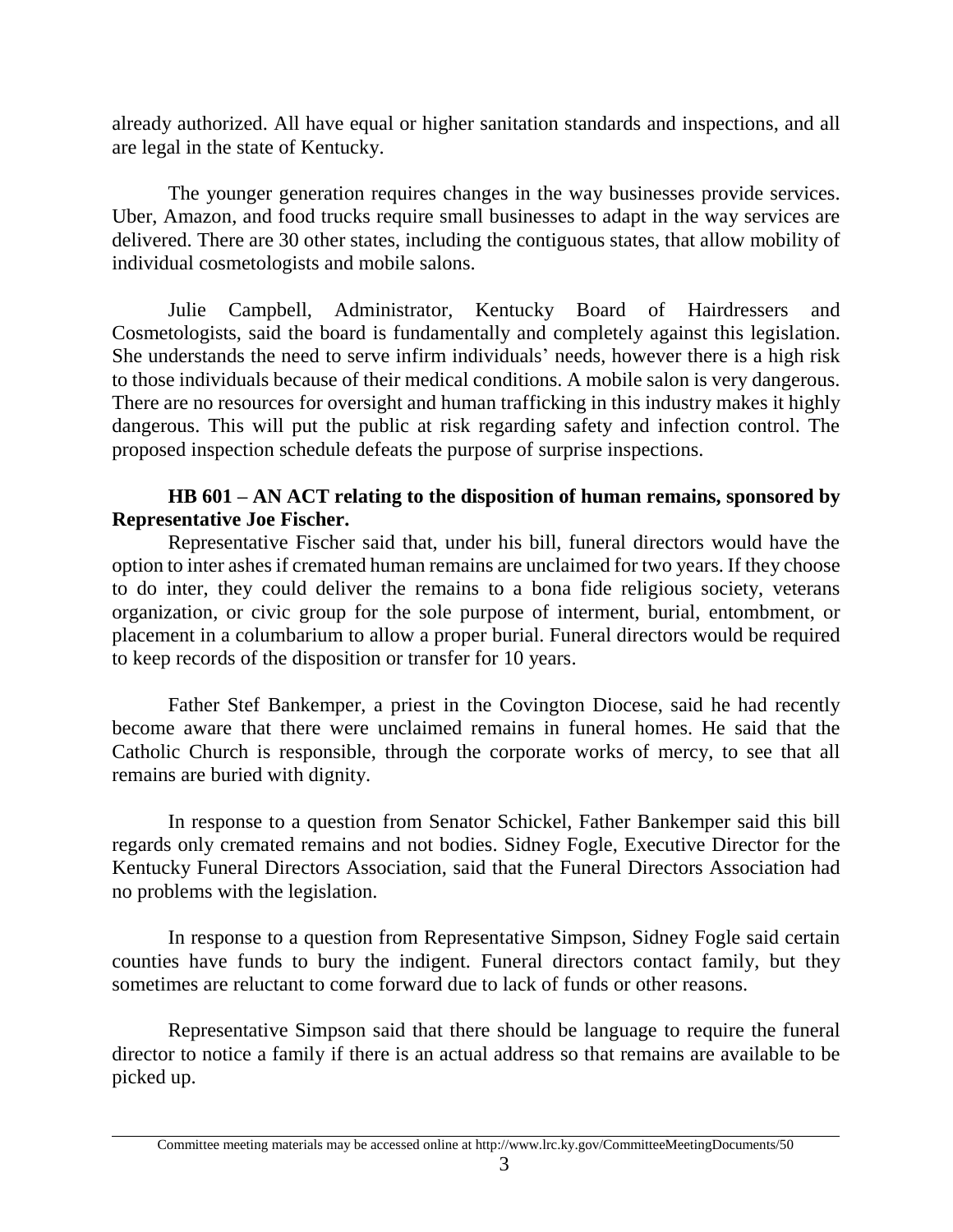already authorized. All have equal or higher sanitation standards and inspections, and all are legal in the state of Kentucky.

The younger generation requires changes in the way businesses provide services. Uber, Amazon, and food trucks require small businesses to adapt in the way services are delivered. There are 30 other states, including the contiguous states, that allow mobility of individual cosmetologists and mobile salons.

Julie Campbell, Administrator, Kentucky Board of Hairdressers and Cosmetologists, said the board is fundamentally and completely against this legislation. She understands the need to serve infirm individuals' needs, however there is a high risk to those individuals because of their medical conditions. A mobile salon is very dangerous. There are no resources for oversight and human trafficking in this industry makes it highly dangerous. This will put the public at risk regarding safety and infection control. The proposed inspection schedule defeats the purpose of surprise inspections.

**HB 601 – AN ACT relating to the disposition of human remains, sponsored by Representative Joe Fischer.**

Representative Fischer said that, under his bill, funeral directors would have the option to inter ashes if cremated human remains are unclaimed for two years. If they choose to do inter, they could deliver the remains to a bona fide religious society, veterans organization, or civic group for the sole purpose of interment, burial, entombment, or placement in a columbarium to allow a proper burial. Funeral directors would be required to keep records of the disposition or transfer for 10 years.

Father Stef Bankemper, a priest in the Covington Diocese, said he had recently become aware that there were unclaimed remains in funeral homes. He said that the Catholic Church is responsible, through the corporate works of mercy, to see that all remains are buried with dignity.

In response to a question from Senator Schickel, Father Bankemper said this bill regards only cremated remains and not bodies. Sidney Fogle, Executive Director for the Kentucky Funeral Directors Association, said that the Funeral Directors Association had no problems with the legislation.

In response to a question from Representative Simpson, Sidney Fogle said certain counties have funds to bury the indigent. Funeral directors contact family, but they sometimes are reluctant to come forward due to lack of funds or other reasons.

Representative Simpson said that there should be language to require the funeral director to notice a family if there is an actual address so that remains are available to be picked up.

Committee meeting materials may be accessed online at http://www.lrc.ky.gov/CommitteeMeetingDocuments/50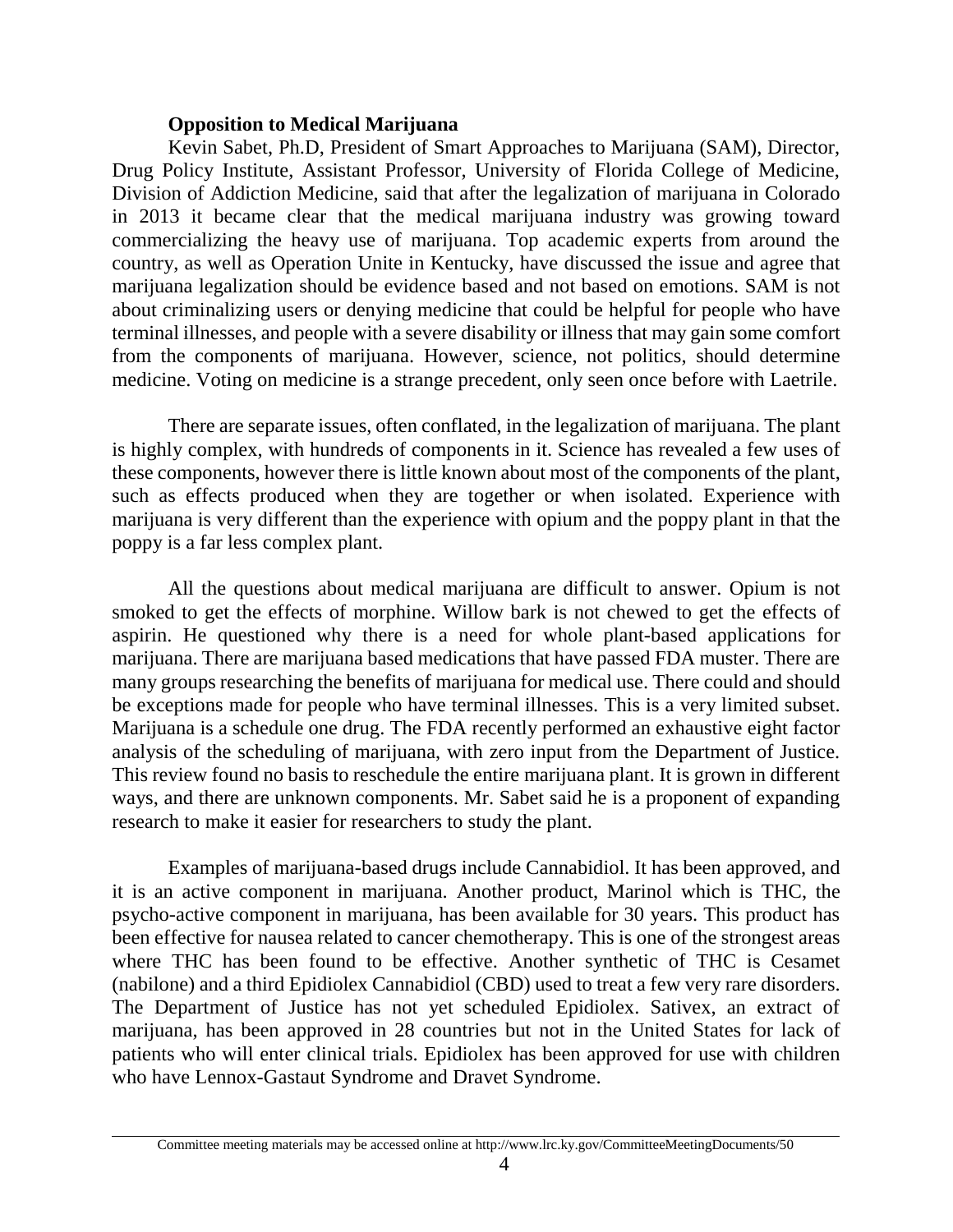**Opposition to Medical Marijuana**

Kevin Sabet, Ph.D, President of Smart Approaches to Marijuana (SAM), Director, Drug Policy Institute, Assistant Professor, University of Florida College of Medicine, Division of Addiction Medicine, said that after the legalization of marijuana in Colorado in 2013 it became clear that the medical marijuana industry was growing toward commercializing the heavy use of marijuana. Top academic experts from around the country, as well as Operation Unite in Kentucky, have discussed the issue and agree that marijuana legalization should be evidence based and not based on emotions. SAM is not about criminalizing users or denying medicine that could be helpful for people who have terminal illnesses, and people with a severe disability or illness that may gain some comfort from the components of marijuana. However, science, not politics, should determine medicine. Voting on medicine is a strange precedent, only seen once before with Laetrile.

There are separate issues, often conflated, in the legalization of marijuana. The plant is highly complex, with hundreds of components in it. Science has revealed a few uses of these components, however there is little known about most of the components of the plant, such as effects produced when they are together or when isolated. Experience with marijuana is very different than the experience with opium and the poppy plant in that the poppy is a far less complex plant.

All the questions about medical marijuana are difficult to answer. Opium is not smoked to get the effects of morphine. Willow bark is not chewed to get the effects of aspirin. He questioned why there is a need for whole plant-based applications for marijuana. There are marijuana based medications that have passed FDA muster. There are many groups researching the benefits of marijuana for medical use. There could and should be exceptions made for people who have terminal illnesses. This is a very limited subset. Marijuana is a schedule one drug. The FDA recently performed an exhaustive eight factor analysis of the scheduling of marijuana, with zero input from the Department of Justice. This review found no basis to reschedule the entire marijuana plant. It is grown in different ways, and there are unknown components. Mr. Sabet said he is a proponent of expanding research to make it easier for researchers to study the plant.

Examples of marijuana-based drugs include Cannabidiol. It has been approved, and it is an active component in marijuana. Another product, Marinol which is THC, the psycho-active component in marijuana, has been available for 30 years. This product has been effective for nausea related to cancer chemotherapy. This is one of the strongest areas where THC has been found to be effective. Another synthetic of THC is Cesamet (nabilone) and a third Epidiolex Cannabidiol (CBD) used to treat a few very rare disorders. The Department of Justice has not yet scheduled Epidiolex. Sativex, an extract of marijuana, has been approved in 28 countries but not in the United States for lack of patients who will enter clinical trials. Epidiolex has been approved for use with children who have Lennox-Gastaut Syndrome and Dravet Syndrome.

Committee meeting materials may be accessed online at http://www.lrc.ky.gov/CommitteeMeetingDocuments/50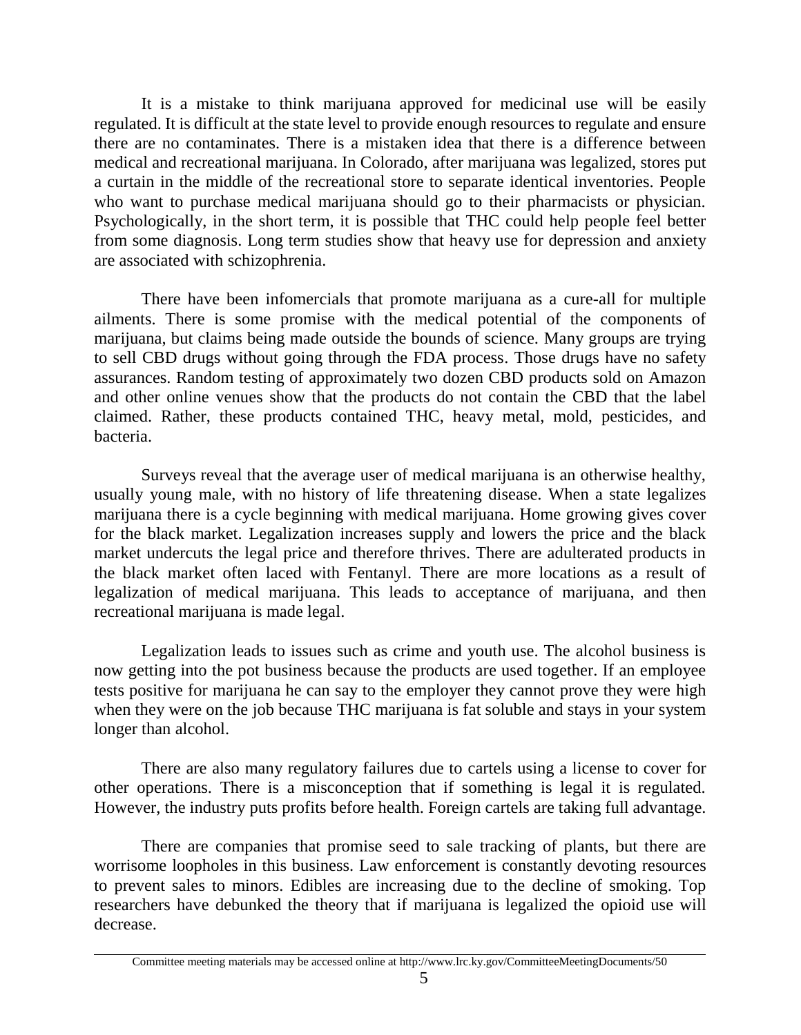It is a mistake to think marijuana approved for medicinal use will be easily regulated. It is difficult at the state level to provide enough resources to regulate and ensure there are no contaminates. There is a mistaken idea that there is a difference between medical and recreational marijuana. In Colorado, after marijuana was legalized, stores put a curtain in the middle of the recreational store to separate identical inventories. People who want to purchase medical marijuana should go to their pharmacists or physician. Psychologically, in the short term, it is possible that THC could help people feel better from some diagnosis. Long term studies show that heavy use for depression and anxiety are associated with schizophrenia.

There have been infomercials that promote marijuana as a cure-all for multiple ailments. There is some promise with the medical potential of the components of marijuana, but claims being made outside the bounds of science. Many groups are trying to sell CBD drugs without going through the FDA process. Those drugs have no safety assurances. Random testing of approximately two dozen CBD products sold on Amazon and other online venues show that the products do not contain the CBD that the label claimed. Rather, these products contained THC, heavy metal, mold, pesticides, and bacteria.

Surveys reveal that the average user of medical marijuana is an otherwise healthy, usually young male, with no history of life threatening disease. When a state legalizes marijuana there is a cycle beginning with medical marijuana. Home growing gives cover for the black market. Legalization increases supply and lowers the price and the black market undercuts the legal price and therefore thrives. There are adulterated products in the black market often laced with Fentanyl. There are more locations as a result of legalization of medical marijuana. This leads to acceptance of marijuana, and then recreational marijuana is made legal.

Legalization leads to issues such as crime and youth use. The alcohol business is now getting into the pot business because the products are used together. If an employee tests positive for marijuana he can say to the employer they cannot prove they were high when they were on the job because THC marijuana is fat soluble and stays in your system longer than alcohol.

There are also many regulatory failures due to cartels using a license to cover for other operations. There is a misconception that if something is legal it is regulated. However, the industry puts profits before health. Foreign cartels are taking full advantage.

There are companies that promise seed to sale tracking of plants, but there are worrisome loopholes in this business. Law enforcement is constantly devoting resources to prevent sales to minors. Edibles are increasing due to the decline of smoking. Top researchers have debunked the theory that if marijuana is legalized the opioid use will decrease.

Committee meeting materials may be accessed online at http://www.lrc.ky.gov/CommitteeMeetingDocuments/50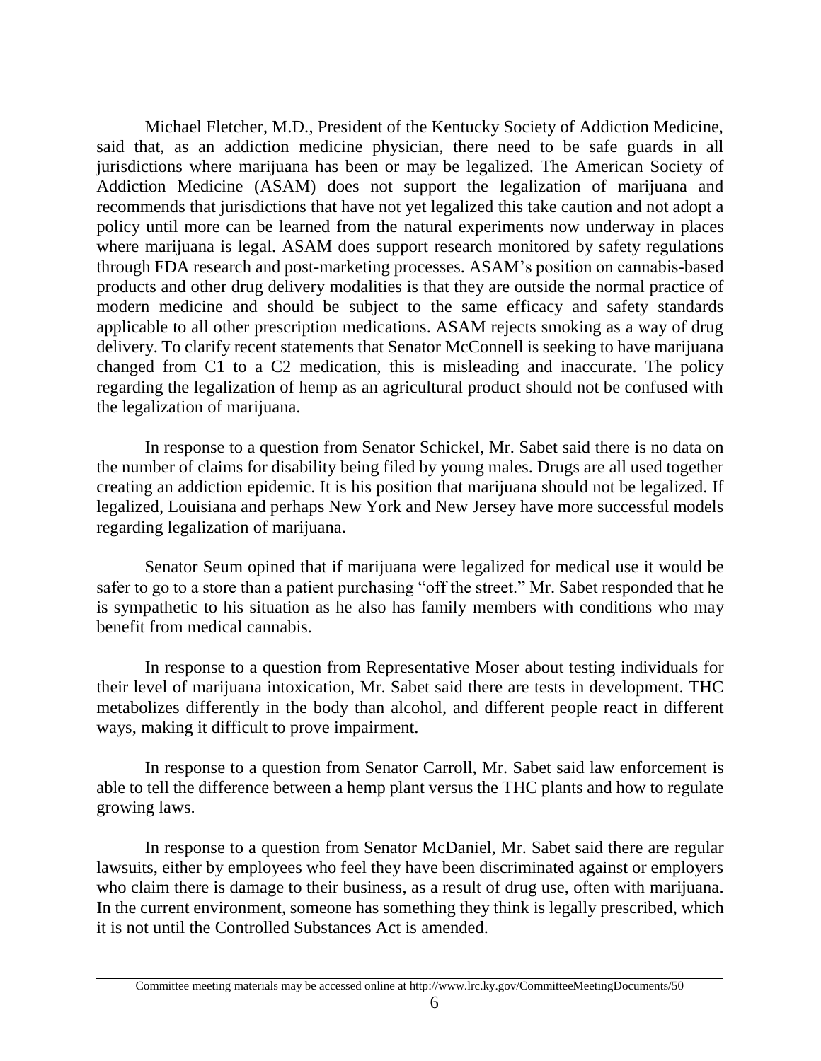Michael Fletcher, M.D., President of the Kentucky Society of Addiction Medicine, said that, as an addiction medicine physician, there need to be safe guards in all jurisdictions where marijuana has been or may be legalized. The American Society of Addiction Medicine (ASAM) does not support the legalization of marijuana and recommends that jurisdictions that have not yet legalized this take caution and not adopt a policy until more can be learned from the natural experiments now underway in places where marijuana is legal. ASAM does support research monitored by safety regulations through FDA research and post-marketing processes. ASAM's position on cannabis-based products and other drug delivery modalities is that they are outside the normal practice of modern medicine and should be subject to the same efficacy and safety standards applicable to all other prescription medications. ASAM rejects smoking as a way of drug delivery. To clarify recent statements that Senator McConnell is seeking to have marijuana changed from C1 to a C2 medication, this is misleading and inaccurate. The policy regarding the legalization of hemp as an agricultural product should not be confused with the legalization of marijuana.

In response to a question from Senator Schickel, Mr. Sabet said there is no data on the number of claims for disability being filed by young males. Drugs are all used together creating an addiction epidemic. It is his position that marijuana should not be legalized. If legalized, Louisiana and perhaps New York and New Jersey have more successful models regarding legalization of marijuana.

Senator Seum opined that if marijuana were legalized for medical use it would be safer to go to a store than a patient purchasing "off the street." Mr. Sabet responded that he is sympathetic to his situation as he also has family members with conditions who may benefit from medical cannabis.

In response to a question from Representative Moser about testing individuals for their level of marijuana intoxication, Mr. Sabet said there are tests in development. THC metabolizes differently in the body than alcohol, and different people react in different ways, making it difficult to prove impairment.

In response to a question from Senator Carroll, Mr. Sabet said law enforcement is able to tell the difference between a hemp plant versus the THC plants and how to regulate growing laws.

In response to a question from Senator McDaniel, Mr. Sabet said there are regular lawsuits, either by employees who feel they have been discriminated against or employers who claim there is damage to their business, as a result of drug use, often with marijuana. In the current environment, someone has something they think is legally prescribed, which it is not until the Controlled Substances Act is amended.

Committee meeting materials may be accessed online at http://www.lrc.ky.gov/CommitteeMeetingDocuments/50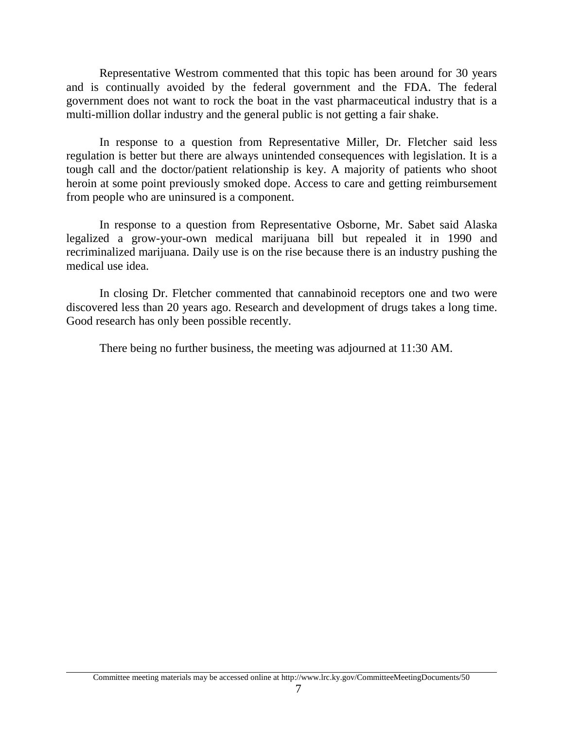Representative Westrom commented that this topic has been around for 30 years and is continually avoided by the federal government and the FDA. The federal government does not want to rock the boat in the vast pharmaceutical industry that is a multi-million dollar industry and the general public is not getting a fair shake.

In response to a question from Representative Miller, Dr. Fletcher said less regulation is better but there are always unintended consequences with legislation. It is a tough call and the doctor/patient relationship is key. A majority of patients who shoot heroin at some point previously smoked dope. Access to care and getting reimbursement from people who are uninsured is a component.

In response to a question from Representative Osborne, Mr. Sabet said Alaska legalized a grow-your-own medical marijuana bill but repealed it in 1990 and recriminalized marijuana. Daily use is on the rise because there is an industry pushing the medical use idea.

In closing Dr. Fletcher commented that cannabinoid receptors one and two were discovered less than 20 years ago. Research and development of drugs takes a long time. Good research has only been possible recently.

There being no further business, the meeting was adjourned at 11:30 AM.

Committee meeting materials may be accessed online at http://www.lrc.ky.gov/CommitteeMeetingDocuments/50